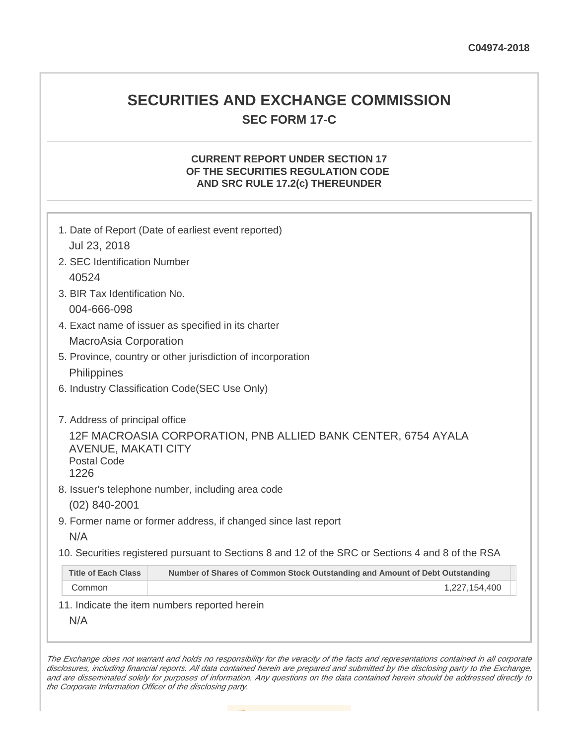C04974-2018

# SECURITIES AND EXCHANGE COMMISSION

## SEC FORM 17-C

### CURRENT REPORT UNDER SECTION 17
### OF THE SECURITIES REGULATION CODE
### AND SRC RULE 17.2(c) THEREUNDER

1. Date of Report (Date of earliest event reported)

   Jul 23, 2018

2. SEC Identification Number

   40524

3. BIR Tax Identification No.

   004-666-098

4. Exact name of issuer as specified in its charter

   MacroAsia Corporation

5. Province, country or other jurisdiction of incorporation

   Philippines

6. Industry Classification Code(SEC Use Only)

7. Address of principal office

   12F MACROASIA CORPORATION, PNB ALLIED BANK CENTER, 6754 AYALA AVENUE, MAKATI CITY
   Postal Code
   1226

8. Issuer's telephone number, including area code

   (02) 840-2001

9. Former name or former address, if changed since last report

   N/A

10. Securities registered pursuant to Sections 8 and 12 of the SRC or Sections 4 and 8 of the RSA

| Title of Each Class | Number of Shares of Common Stock Outstanding and Amount of Debt Outstanding |
|---|---|
| Common | 1,227,154,400 |

11. Indicate the item numbers reported herein

    N/A

*The Exchange does not warrant and holds no responsibility for the veracity of the facts and representations contained in all corporate disclosures, including financial reports. All data contained herein are prepared and submitted by the disclosing party to the Exchange, and are disseminated solely for purposes of information. Any questions on the data contained herein should be addressed directly to the Corporate Information Officer of the disclosing party.*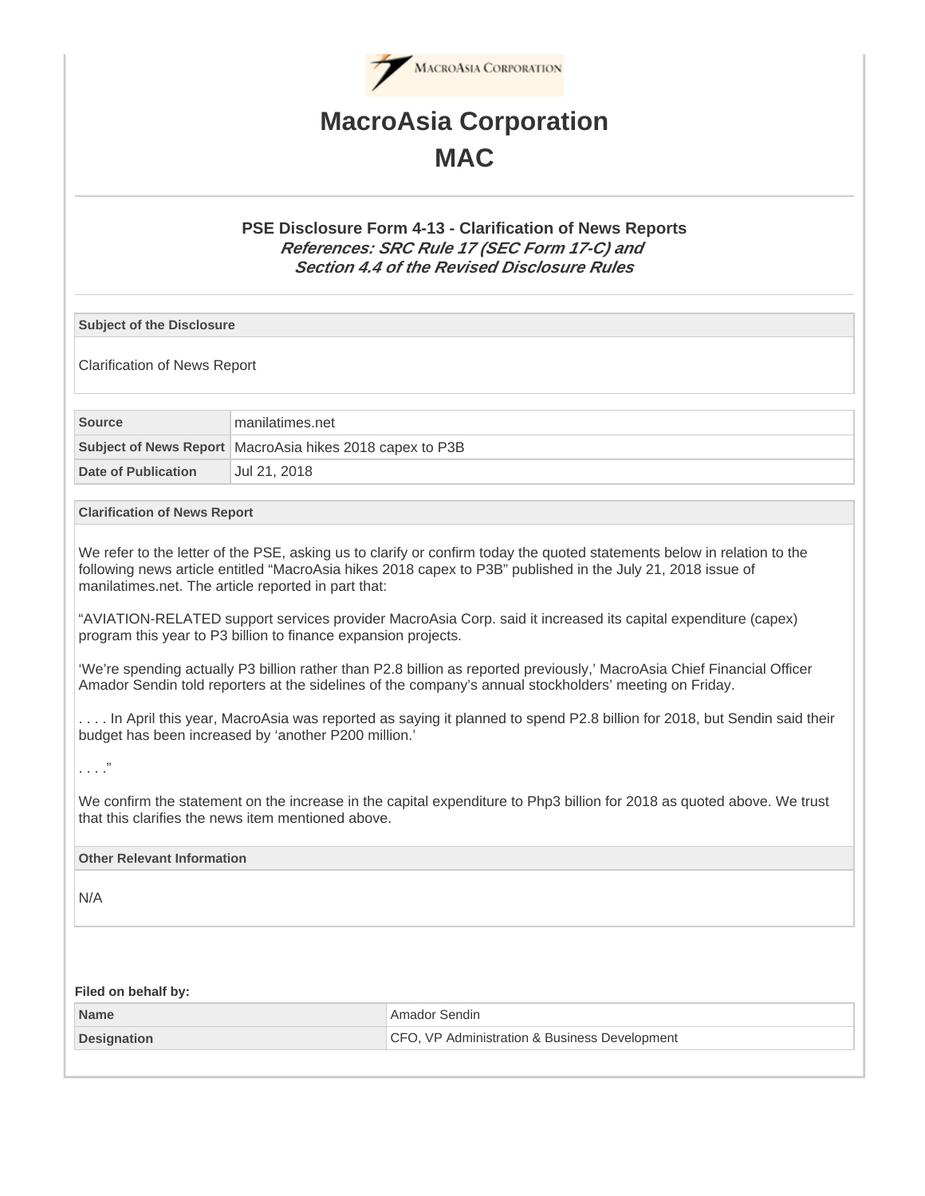# MacroAsia Corporation

## MAC

### PSE Disclosure Form 4-13 - Clarification of News Reports

***References: SRC Rule 17 (SEC Form 17-C) and Section 4.4 of the Revised Disclosure Rules***

| Subject of the Disclosure |
| --- |
| Clarification of News Report |

| | |
| --- | --- |
| **Source** | manilatimes.net |
| **Subject of News Report** | MacroAsia hikes 2018 capex to P3B |
| **Date of Publication** | Jul 21, 2018 |

**Clarification of News Report**

We refer to the letter of the PSE, asking us to clarify or confirm today the quoted statements below in relation to the following news article entitled "MacroAsia hikes 2018 capex to P3B" published in the July 21, 2018 issue of manilatimes.net. The article reported in part that:

"AVIATION-RELATED support services provider MacroAsia Corp. said it increased its capital expenditure (capex) program this year to P3 billion to finance expansion projects.

'We're spending actually P3 billion rather than P2.8 billion as reported previously,' MacroAsia Chief Financial Officer Amador Sendin told reporters at the sidelines of the company's annual stockholders' meeting on Friday.

. . . . In April this year, MacroAsia was reported as saying it planned to spend P2.8 billion for 2018, but Sendin said their budget has been increased by 'another P200 million.'

. . . ."

We confirm the statement on the increase in the capital expenditure to Php3 billion for 2018 as quoted above. We trust that this clarifies the news item mentioned above.

**Other Relevant Information**

N/A

**Filed on behalf by:**

| | |
| --- | --- |
| **Name** | Amador Sendin |
| **Designation** | CFO, VP Administration & Business Development |